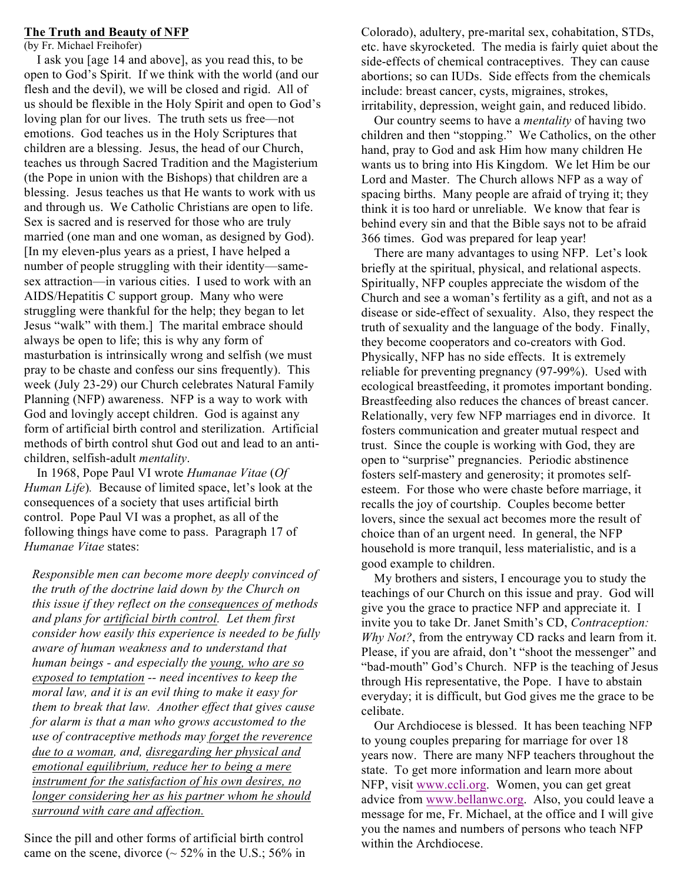**The Truth and Beauty of NFP**

(by Fr. Michael Freihofer)

I ask you [age 14 and above], as you read this, to be open to God's Spirit. If we think with the world (and our flesh and the devil), we will be closed and rigid. All of us should be flexible in the Holy Spirit and open to God's loving plan for our lives. The truth sets us free—not emotions. God teaches us in the Holy Scriptures that children are a blessing. Jesus, the head of our Church, teaches us through Sacred Tradition and the Magisterium (the Pope in union with the Bishops) that children are a blessing. Jesus teaches us that He wants to work with us and through us. We Catholic Christians are open to life. Sex is sacred and is reserved for those who are truly married (one man and one woman, as designed by God). [In my eleven-plus years as a priest, I have helped a number of people struggling with their identity—same-sex attraction—in various cities. I used to work with an AIDS/Hepatitis C support group. Many who were struggling were thankful for the help; they began to let Jesus "walk" with them.] The marital embrace should always be open to life; this is why any form of masturbation is intrinsically wrong and selfish (we must pray to be chaste and confess our sins frequently). This week (July 23-29) our Church celebrates Natural Family Planning (NFP) awareness. NFP is a way to work with God and lovingly accept children. God is against any form of artificial birth control and sterilization. Artificial methods of birth control shut God out and lead to an anti-children, selfish-adult *mentality*.

In 1968, Pope Paul VI wrote *Humanae Vitae* (*Of Human Life*). Because of limited space, let's look at the consequences of a society that uses artificial birth control. Pope Paul VI was a prophet, as all of the following things have come to pass. Paragraph 17 of *Humanae Vitae* states:

> *Responsible men can become more deeply convinced of the truth of the doctrine laid down by the Church on this issue if they reflect on the <u>consequences of</u> methods and plans for <u>artificial birth control</u>. Let them first consider how easily this experience is needed to be fully aware of human weakness and to understand that human beings - and especially the <u>young, who are so exposed to temptation</u> -- need incentives to keep the moral law, and it is an evil thing to make it easy for them to break that law. Another effect that gives cause for alarm is that a man who grows accustomed to the use of contraceptive methods may <u>forget the reverence due to a woman</u>, and, <u>disregarding her physical and emotional equilibrium, reduce her to being a mere instrument for the satisfaction of his own desires, no longer considering her as his partner whom he should surround with care and affection.</u>*

Since the pill and other forms of artificial birth control came on the scene, divorce (~ 52% in the U.S.; 56% in Colorado), adultery, pre-marital sex, cohabitation, STDs, etc. have skyrocketed. The media is fairly quiet about the side-effects of chemical contraceptives. They can cause abortions; so can IUDs. Side effects from the chemicals include: breast cancer, cysts, migraines, strokes, irritability, depression, weight gain, and reduced libido.

Our country seems to have a *mentality* of having two children and then "stopping." We Catholics, on the other hand, pray to God and ask Him how many children He wants us to bring into His Kingdom. We let Him be our Lord and Master. The Church allows NFP as a way of spacing births. Many people are afraid of trying it; they think it is too hard or unreliable. We know that fear is behind every sin and that the Bible says not to be afraid 366 times. God was prepared for leap year!

There are many advantages to using NFP. Let's look briefly at the spiritual, physical, and relational aspects. Spiritually, NFP couples appreciate the wisdom of the Church and see a woman's fertility as a gift, and not as a disease or side-effect of sexuality. Also, they respect the truth of sexuality and the language of the body. Finally, they become cooperators and co-creators with God. Physically, NFP has no side effects. It is extremely reliable for preventing pregnancy (97-99%). Used with ecological breastfeeding, it promotes important bonding. Breastfeeding also reduces the chances of breast cancer. Relationally, very few NFP marriages end in divorce. It fosters communication and greater mutual respect and trust. Since the couple is working with God, they are open to "surprise" pregnancies. Periodic abstinence fosters self-mastery and generosity; it promotes self-esteem. For those who were chaste before marriage, it recalls the joy of courtship. Couples become better lovers, since the sexual act becomes more the result of choice than of an urgent need. In general, the NFP household is more tranquil, less materialistic, and is a good example to children.

My brothers and sisters, I encourage you to study the teachings of our Church on this issue and pray. God will give you the grace to practice NFP and appreciate it. I invite you to take Dr. Janet Smith's CD, *Contraception: Why Not?*, from the entryway CD racks and learn from it. Please, if you are afraid, don't "shoot the messenger" and "bad-mouth" God's Church. NFP is the teaching of Jesus through His representative, the Pope. I have to abstain everyday; it is difficult, but God gives me the grace to be celibate.

Our Archdiocese is blessed. It has been teaching NFP to young couples preparing for marriage for over 18 years now. There are many NFP teachers throughout the state. To get more information and learn more about NFP, visit www.ccli.org. Women, you can get great advice from www.bellanwc.org. Also, you could leave a message for me, Fr. Michael, at the office and I will give you the names and numbers of persons who teach NFP within the Archdiocese.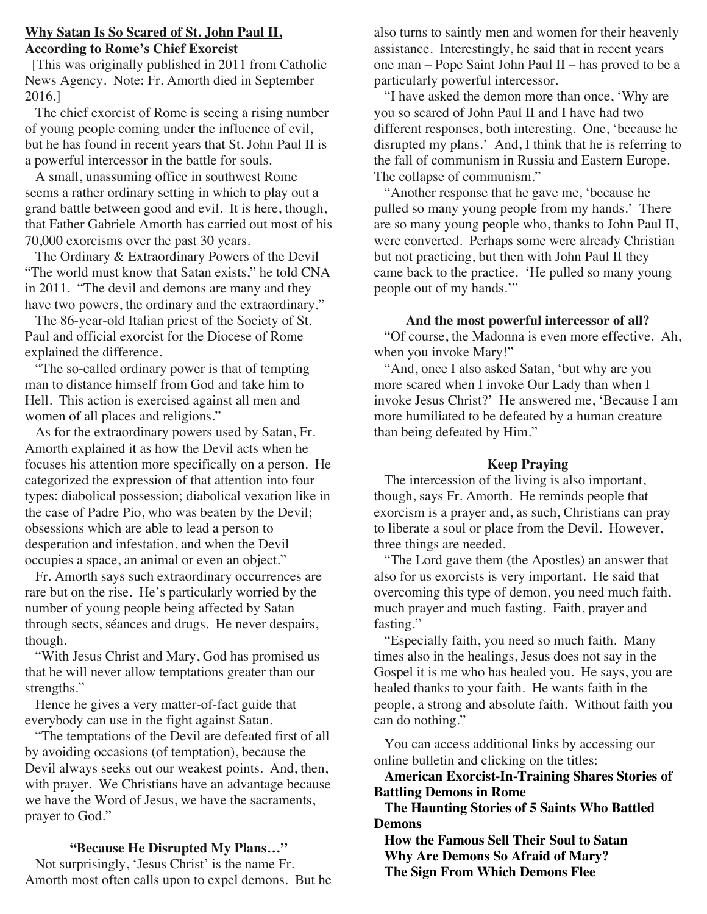**Why Satan Is So Scared of St. John Paul II, According to Rome's Chief Exorcist**

[This was originally published in 2011 from Catholic News Agency. Note: Fr. Amorth died in September 2016.]

The chief exorcist of Rome is seeing a rising number of young people coming under the influence of evil, but he has found in recent years that St. John Paul II is a powerful intercessor in the battle for souls.

A small, unassuming office in southwest Rome seems a rather ordinary setting in which to play out a grand battle between good and evil. It is here, though, that Father Gabriele Amorth has carried out most of his 70,000 exorcisms over the past 30 years.

The Ordinary & Extraordinary Powers of the Devil "The world must know that Satan exists," he told CNA in 2011. "The devil and demons are many and they have two powers, the ordinary and the extraordinary."

The 86-year-old Italian priest of the Society of St. Paul and official exorcist for the Diocese of Rome explained the difference.

"The so-called ordinary power is that of tempting man to distance himself from God and take him to Hell. This action is exercised against all men and women of all places and religions."

As for the extraordinary powers used by Satan, Fr. Amorth explained it as how the Devil acts when he focuses his attention more specifically on a person. He categorized the expression of that attention into four types: diabolical possession; diabolical vexation like in the case of Padre Pio, who was beaten by the Devil; obsessions which are able to lead a person to desperation and infestation, and when the Devil occupies a space, an animal or even an object."

Fr. Amorth says such extraordinary occurrences are rare but on the rise. He's particularly worried by the number of young people being affected by Satan through sects, séances and drugs. He never despairs, though.

"With Jesus Christ and Mary, God has promised us that he will never allow temptations greater than our strengths."

Hence he gives a very matter-of-fact guide that everybody can use in the fight against Satan.

"The temptations of the Devil are defeated first of all by avoiding occasions (of temptation), because the Devil always seeks out our weakest points. And, then, with prayer. We Christians have an advantage because we have the Word of Jesus, we have the sacraments, prayer to God."

**"Because He Disrupted My Plans…"**

Not surprisingly, 'Jesus Christ' is the name Fr. Amorth most often calls upon to expel demons. But he also turns to saintly men and women for their heavenly assistance. Interestingly, he said that in recent years one man – Pope Saint John Paul II – has proved to be a particularly powerful intercessor.

"I have asked the demon more than once, 'Why are you so scared of John Paul II and I have had two different responses, both interesting. One, 'because he disrupted my plans.' And, I think that he is referring to the fall of communism in Russia and Eastern Europe. The collapse of communism."

"Another response that he gave me, 'because he pulled so many young people from my hands.' There are so many young people who, thanks to John Paul II, were converted. Perhaps some were already Christian but not practicing, but then with John Paul II they came back to the practice. 'He pulled so many young people out of my hands.'"

**And the most powerful intercessor of all?**

"Of course, the Madonna is even more effective. Ah, when you invoke Mary!"

"And, once I also asked Satan, 'but why are you more scared when I invoke Our Lady than when I invoke Jesus Christ?' He answered me, 'Because I am more humiliated to be defeated by a human creature than being defeated by Him."

**Keep Praying**

The intercession of the living is also important, though, says Fr. Amorth. He reminds people that exorcism is a prayer and, as such, Christians can pray to liberate a soul or place from the Devil. However, three things are needed.

"The Lord gave them (the Apostles) an answer that also for us exorcists is very important. He said that overcoming this type of demon, you need much faith, much prayer and much fasting. Faith, prayer and fasting."

"Especially faith, you need so much faith. Many times also in the healings, Jesus does not say in the Gospel it is me who has healed you. He says, you are healed thanks to your faith. He wants faith in the people, a strong and absolute faith. Without faith you can do nothing."

You can access additional links by accessing our online bulletin and clicking on the titles:

**American Exorcist-In-Training Shares Stories of Battling Demons in Rome**

**The Haunting Stories of 5 Saints Who Battled Demons**

**How the Famous Sell Their Soul to Satan**

**Why Are Demons So Afraid of Mary?**

**The Sign From Which Demons Flee**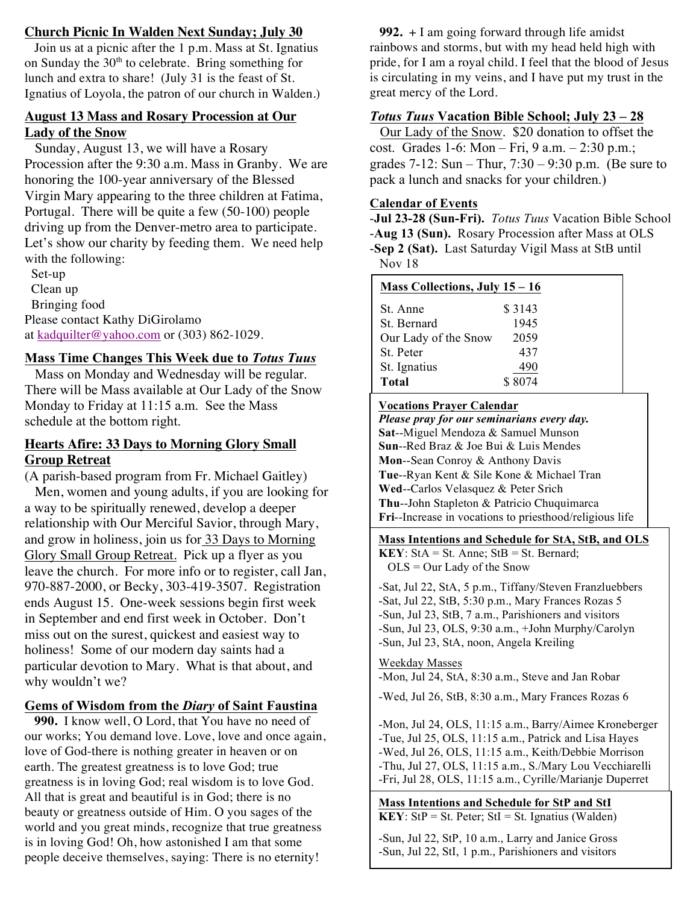## Church Picnic In Walden Next Sunday; July 30

Join us at a picnic after the 1 p.m. Mass at St. Ignatius on Sunday the 30th to celebrate. Bring something for lunch and extra to share! (July 31 is the feast of St. Ignatius of Loyola, the patron of our church in Walden.)

## August 13 Mass and Rosary Procession at Our Lady of the Snow

Sunday, August 13, we will have a Rosary Procession after the 9:30 a.m. Mass in Granby. We are honoring the 100-year anniversary of the Blessed Virgin Mary appearing to the three children at Fatima, Portugal. There will be quite a few (50-100) people driving up from the Denver-metro area to participate. Let's show our charity by feeding them. We need help with the following:

Set-up
Clean up
Bringing food

Please contact Kathy DiGirolamo at kadquilter@yahoo.com or (303) 862-1029.

## Mass Time Changes This Week due to *Totus Tuus*

Mass on Monday and Wednesday will be regular. There will be Mass available at Our Lady of the Snow Monday to Friday at 11:15 a.m. See the Mass schedule at the bottom right.

## Hearts Afire: 33 Days to Morning Glory Small Group Retreat

(A parish-based program from Fr. Michael Gaitley)

Men, women and young adults, if you are looking for a way to be spiritually renewed, develop a deeper relationship with Our Merciful Savior, through Mary, and grow in holiness, join us for 33 Days to Morning Glory Small Group Retreat. Pick up a flyer as you leave the church. For more info or to register, call Jan, 970-887-2000, or Becky, 303-419-3507. Registration ends August 15. One-week sessions begin first week in September and end first week in October. Don't miss out on the surest, quickest and easiest way to holiness! Some of our modern day saints had a particular devotion to Mary. What is that about, and why wouldn't we?

## Gems of Wisdom from the *Diary* of Saint Faustina

**990.** I know well, O Lord, that You have no need of our works; You demand love. Love, love and once again, love of God-there is nothing greater in heaven or on earth. The greatest greatness is to love God; true greatness is in loving God; real wisdom is to love God. All that is great and beautiful is in God; there is no beauty or greatness outside of Him. O you sages of the world and you great minds, recognize that true greatness is in loving God! Oh, how astonished I am that some people deceive themselves, saying: There is no eternity!

**992.** + I am going forward through life amidst rainbows and storms, but with my head held high with pride, for I am a royal child. I feel that the blood of Jesus is circulating in my veins, and I have put my trust in the great mercy of the Lord.

## *Totus Tuus* Vacation Bible School; July 23 – 28

Our Lady of the Snow. $20 donation to offset the cost. Grades 1-6: Mon – Fri, 9 a.m. – 2:30 p.m.; grades 7-12: Sun – Thur, 7:30 – 9:30 p.m. (Be sure to pack a lunch and snacks for your children.)

## Calendar of Events

- **Jul 23-28 (Sun-Fri).** *Totus Tuus* Vacation Bible School
- **Aug 13 (Sun).** Rosary Procession after Mass at OLS
- **Sep 2 (Sat).** Last Saturday Vigil Mass at StB until Nov 18

### Mass Collections, July 15 – 16

| | |
|---|---|
| St. Anne | $ 3143 |
| St. Bernard | 1945 |
| Our Lady of the Snow | 2059 |
| St. Peter | 437 |
| St. Ignatius | 490 |
| **Total** | $ 8074 |

### Vocations Prayer Calendar

***Please pray for our seminarians every day.***

**Sat**--Miguel Mendoza & Samuel Munson
**Sun**--Red Braz & Joe Bui & Luis Mendes
**Mon**--Sean Conroy & Anthony Davis
**Tue**--Ryan Kent & Sile Kone & Michael Tran
**Wed**--Carlos Velasquez & Peter Srich
**Thu**--John Stapleton & Patricio Chuquimarca
**Fri**--Increase in vocations to priesthood/religious life

### Mass Intentions and Schedule for StA, StB, and OLS

**KEY**: StA = St. Anne; StB = St. Bernard; OLS = Our Lady of the Snow

- Sat, Jul 22, StA, 5 p.m., Tiffany/Steven Franzluebbers
- Sat, Jul 22, StB, 5:30 p.m., Mary Frances Rozas 5
- Sun, Jul 23, StB, 7 a.m., Parishioners and visitors
- Sun, Jul 23, OLS, 9:30 a.m., +John Murphy/Carolyn
- Sun, Jul 23, StA, noon, Angela Kreiling

Weekday Masses

- Mon, Jul 24, StA, 8:30 a.m., Steve and Jan Robar
- Wed, Jul 26, StB, 8:30 a.m., Mary Frances Rozas 6

- Mon, Jul 24, OLS, 11:15 a.m., Barry/Aimee Kroneberger
- Tue, Jul 25, OLS, 11:15 a.m., Patrick and Lisa Hayes
- Wed, Jul 26, OLS, 11:15 a.m., Keith/Debbie Morrison
- Thu, Jul 27, OLS, 11:15 a.m., S./Mary Lou Vecchiarelli
- Fri, Jul 28, OLS, 11:15 a.m., Cyrille/Marianje Duperret

### Mass Intentions and Schedule for StP and StI

**KEY**: StP = St. Peter; StI = St. Ignatius (Walden)

- Sun, Jul 22, StP, 10 a.m., Larry and Janice Gross
- Sun, Jul 22, StI, 1 p.m., Parishioners and visitors